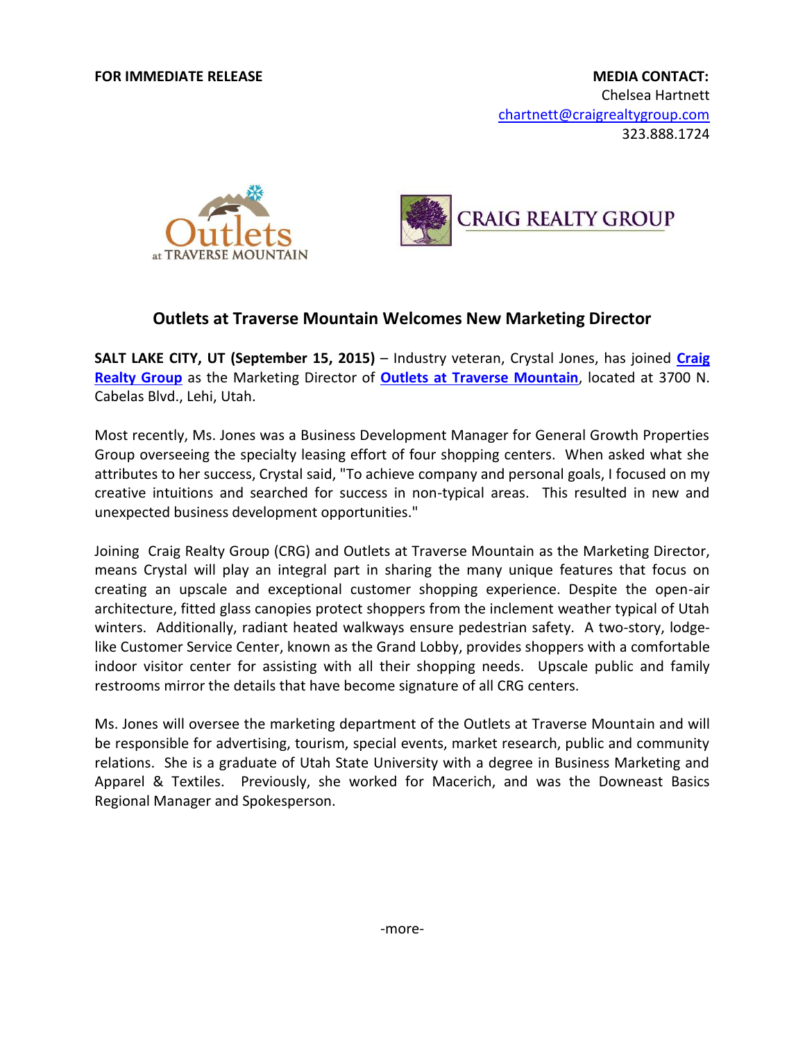**FOR IMMEDIATE RELEASE**

**MEDIA CONTACT:**
Chelsea Hartnett
chartnett@craigrealtygroup.com
323.888.1724

## Outlets at Traverse Mountain Welcomes New Marketing Director

**SALT LAKE CITY, UT (September 15, 2015)** – Industry veteran, Crystal Jones, has joined **Craig Realty Group** as the Marketing Director of **Outlets at Traverse Mountain**, located at 3700 N. Cabelas Blvd., Lehi, Utah.

Most recently, Ms. Jones was a Business Development Manager for General Growth Properties Group overseeing the specialty leasing effort of four shopping centers. When asked what she attributes to her success, Crystal said, "To achieve company and personal goals, I focused on my creative intuitions and searched for success in non-typical areas. This resulted in new and unexpected business development opportunities."

Joining Craig Realty Group (CRG) and Outlets at Traverse Mountain as the Marketing Director, means Crystal will play an integral part in sharing the many unique features that focus on creating an upscale and exceptional customer shopping experience. Despite the open-air architecture, fitted glass canopies protect shoppers from the inclement weather typical of Utah winters. Additionally, radiant heated walkways ensure pedestrian safety. A two-story, lodge-like Customer Service Center, known as the Grand Lobby, provides shoppers with a comfortable indoor visitor center for assisting with all their shopping needs. Upscale public and family restrooms mirror the details that have become signature of all CRG centers.

Ms. Jones will oversee the marketing department of the Outlets at Traverse Mountain and will be responsible for advertising, tourism, special events, market research, public and community relations. She is a graduate of Utah State University with a degree in Business Marketing and Apparel & Textiles. Previously, she worked for Macerich, and was the Downeast Basics Regional Manager and Spokesperson.

-more-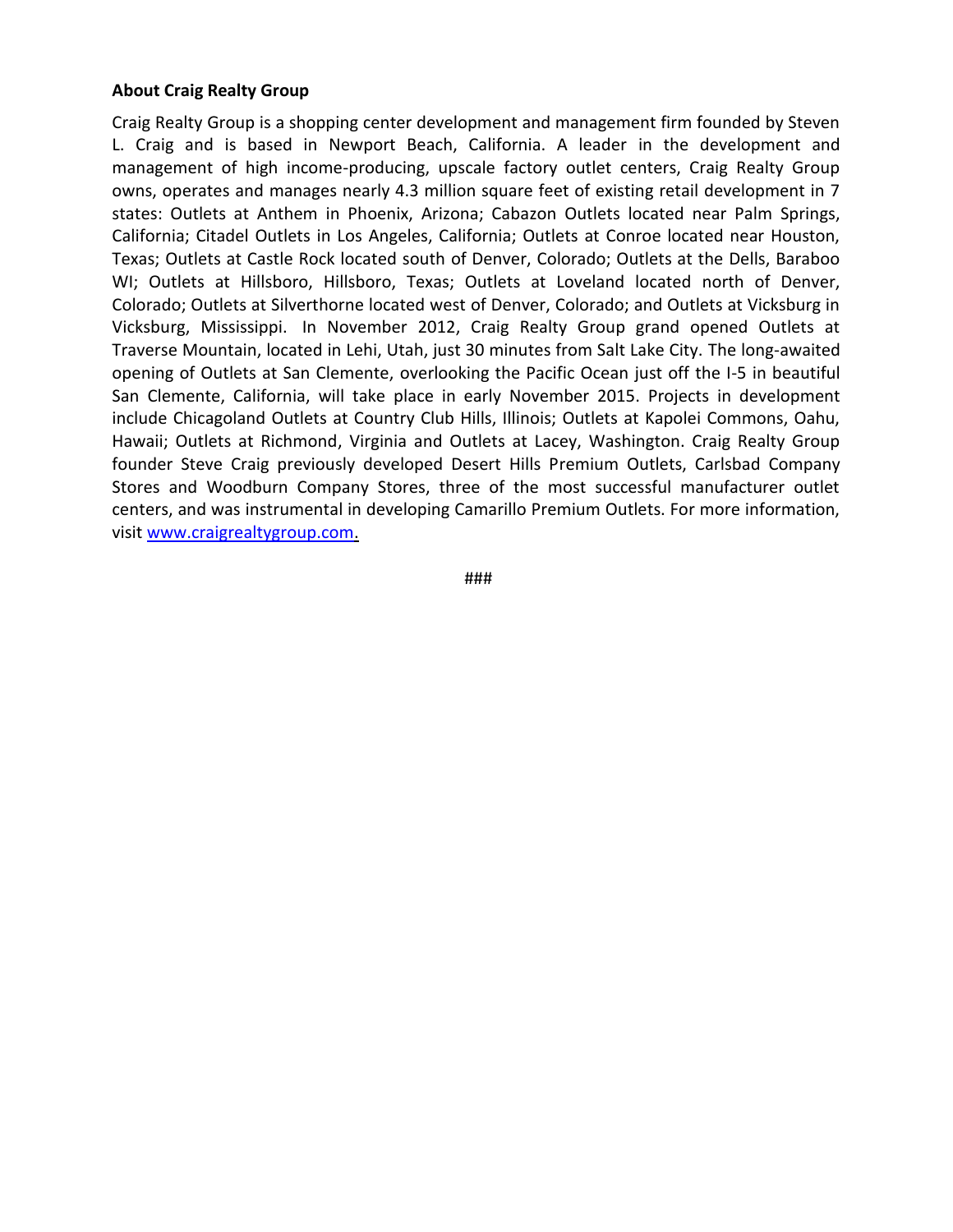**About Craig Realty Group**

Craig Realty Group is a shopping center development and management firm founded by Steven L. Craig and is based in Newport Beach, California. A leader in the development and management of high income-producing, upscale factory outlet centers, Craig Realty Group owns, operates and manages nearly 4.3 million square feet of existing retail development in 7 states: Outlets at Anthem in Phoenix, Arizona; Cabazon Outlets located near Palm Springs, California; Citadel Outlets in Los Angeles, California; Outlets at Conroe located near Houston, Texas; Outlets at Castle Rock located south of Denver, Colorado; Outlets at the Dells, Baraboo WI; Outlets at Hillsboro, Hillsboro, Texas; Outlets at Loveland located north of Denver, Colorado; Outlets at Silverthorne located west of Denver, Colorado; and Outlets at Vicksburg in Vicksburg, Mississippi. In November 2012, Craig Realty Group grand opened Outlets at Traverse Mountain, located in Lehi, Utah, just 30 minutes from Salt Lake City. The long-awaited opening of Outlets at San Clemente, overlooking the Pacific Ocean just off the I-5 in beautiful San Clemente, California, will take place in early November 2015. Projects in development include Chicagoland Outlets at Country Club Hills, Illinois; Outlets at Kapolei Commons, Oahu, Hawaii; Outlets at Richmond, Virginia and Outlets at Lacey, Washington. Craig Realty Group founder Steve Craig previously developed Desert Hills Premium Outlets, Carlsbad Company Stores and Woodburn Company Stores, three of the most successful manufacturer outlet centers, and was instrumental in developing Camarillo Premium Outlets. For more information, visit www.craigrealtygroup.com.

###